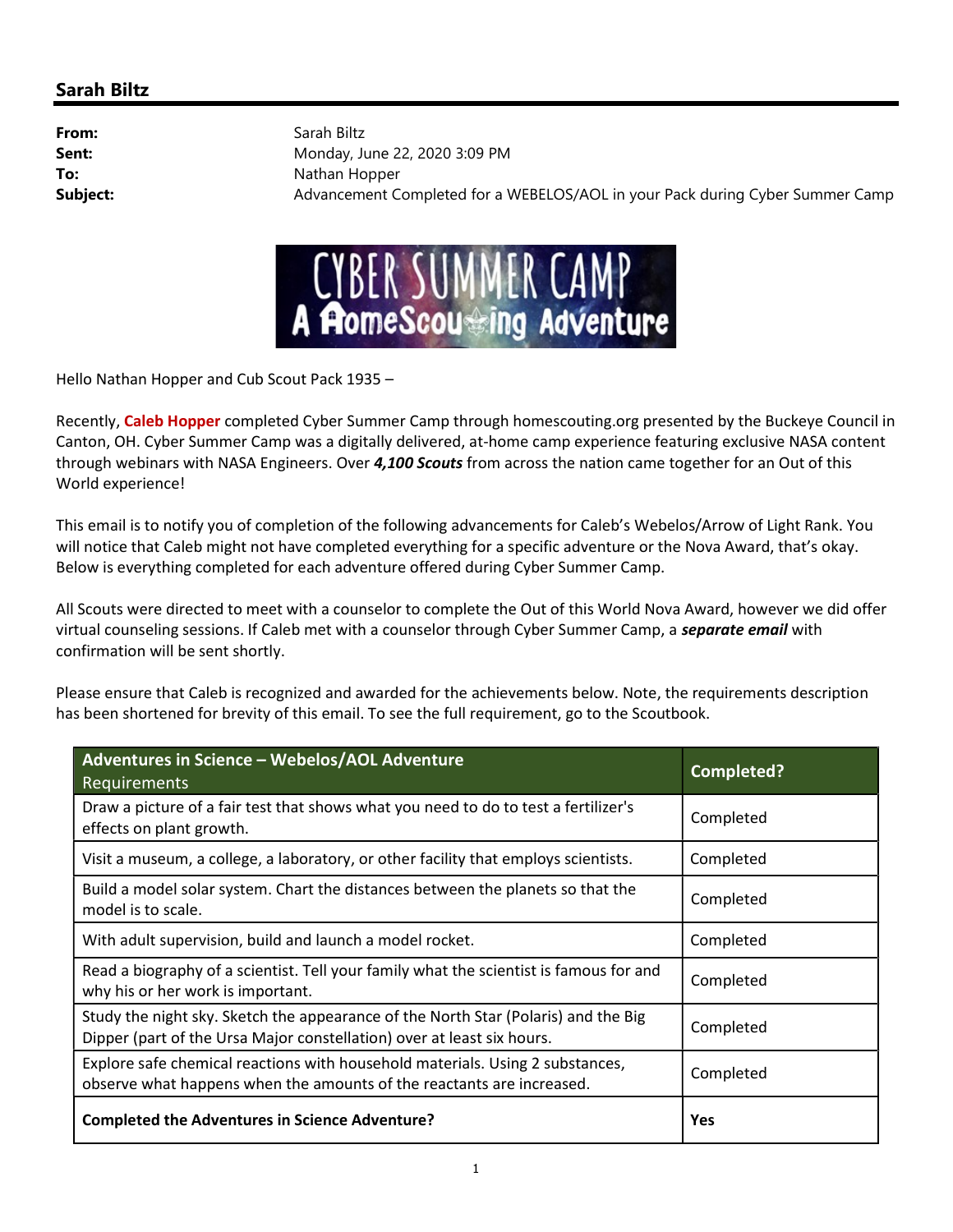## Sarah Biltz

**From:** Sarah Biltz
**Sent:** Monday, June 22, 2020 3:09 PM
**To:** Nathan Hopper
**Subject:** Advancement Completed for a WEBELOS/AOL in your Pack during Cyber Summer Camp

CYBER SUMMER CAMP
A HomeScouting Adventure

Hello Nathan Hopper and Cub Scout Pack 1935 –

Recently, **Caleb Hopper** completed Cyber Summer Camp through homescouting.org presented by the Buckeye Council in Canton, OH. Cyber Summer Camp was a digitally delivered, at-home camp experience featuring exclusive NASA content through webinars with NASA Engineers. Over ***4,100 Scouts*** from across the nation came together for an Out of this World experience!

This email is to notify you of completion of the following advancements for Caleb's Webelos/Arrow of Light Rank. You will notice that Caleb might not have completed everything for a specific adventure or the Nova Award, that's okay. Below is everything completed for each adventure offered during Cyber Summer Camp.

All Scouts were directed to meet with a counselor to complete the Out of this World Nova Award, however we did offer virtual counseling sessions. If Caleb met with a counselor through Cyber Summer Camp, a ***separate email*** with confirmation will be sent shortly.

Please ensure that Caleb is recognized and awarded for the achievements below. Note, the requirements description has been shortened for brevity of this email. To see the full requirement, go to the Scoutbook.

| **Adventures in Science – Webelos/AOL Adventure** Requirements | **Completed?** |
|---|---|
| Draw a picture of a fair test that shows what you need to do to test a fertilizer's effects on plant growth. | Completed |
| Visit a museum, a college, a laboratory, or other facility that employs scientists. | Completed |
| Build a model solar system. Chart the distances between the planets so that the model is to scale. | Completed |
| With adult supervision, build and launch a model rocket. | Completed |
| Read a biography of a scientist. Tell your family what the scientist is famous for and why his or her work is important. | Completed |
| Study the night sky. Sketch the appearance of the North Star (Polaris) and the Big Dipper (part of the Ursa Major constellation) over at least six hours. | Completed |
| Explore safe chemical reactions with household materials. Using 2 substances, observe what happens when the amounts of the reactants are increased. | Completed |
| **Completed the Adventures in Science Adventure?** | **Yes** |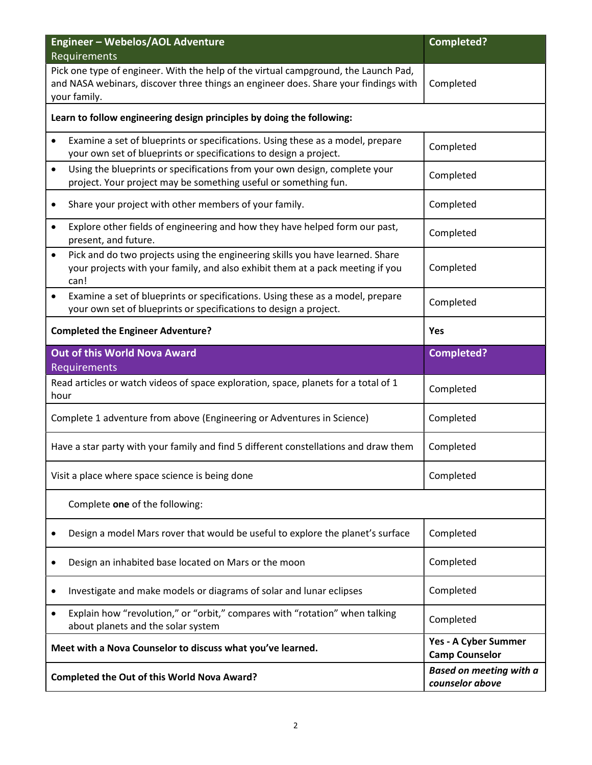| **Engineer – Webelos/AOL Adventure**<br>Requirements | **Completed?** |
|---|---|
| Pick one type of engineer. With the help of the virtual campground, the Launch Pad, and NASA webinars, discover three things an engineer does. Share your findings with your family. | Completed |
| **Learn to follow engineering design principles by doing the following:** | |
| • Examine a set of blueprints or specifications. Using these as a model, prepare your own set of blueprints or specifications to design a project. | Completed |
| • Using the blueprints or specifications from your own design, complete your project. Your project may be something useful or something fun. | Completed |
| • Share your project with other members of your family. | Completed |
| • Explore other fields of engineering and how they have helped form our past, present, and future. | Completed |
| • Pick and do two projects using the engineering skills you have learned. Share your projects with your family, and also exhibit them at a pack meeting if you can! | Completed |
| • Examine a set of blueprints or specifications. Using these as a model, prepare your own set of blueprints or specifications to design a project. | Completed |
| **Completed the Engineer Adventure?** | **Yes** |

| **Out of this World Nova Award**<br>Requirements | **Completed?** |
|---|---|
| Read articles or watch videos of space exploration, space, planets for a total of 1 hour | Completed |
| Complete 1 adventure from above (Engineering or Adventures in Science) | Completed |
| Have a star party with your family and find 5 different constellations and draw them | Completed |
| Visit a place where space science is being done | Completed |
| Complete **one** of the following: | |
| • Design a model Mars rover that would be useful to explore the planet's surface | Completed |
| • Design an inhabited base located on Mars or the moon | Completed |
| • Investigate and make models or diagrams of solar and lunar eclipses | Completed |
| • Explain how "revolution," or "orbit," compares with "rotation" when talking about planets and the solar system | Completed |
| **Meet with a Nova Counselor to discuss what you've learned.** | **Yes - A Cyber Summer Camp Counselor** |
| **Completed the Out of this World Nova Award?** | ***Based on meeting with a counselor above*** |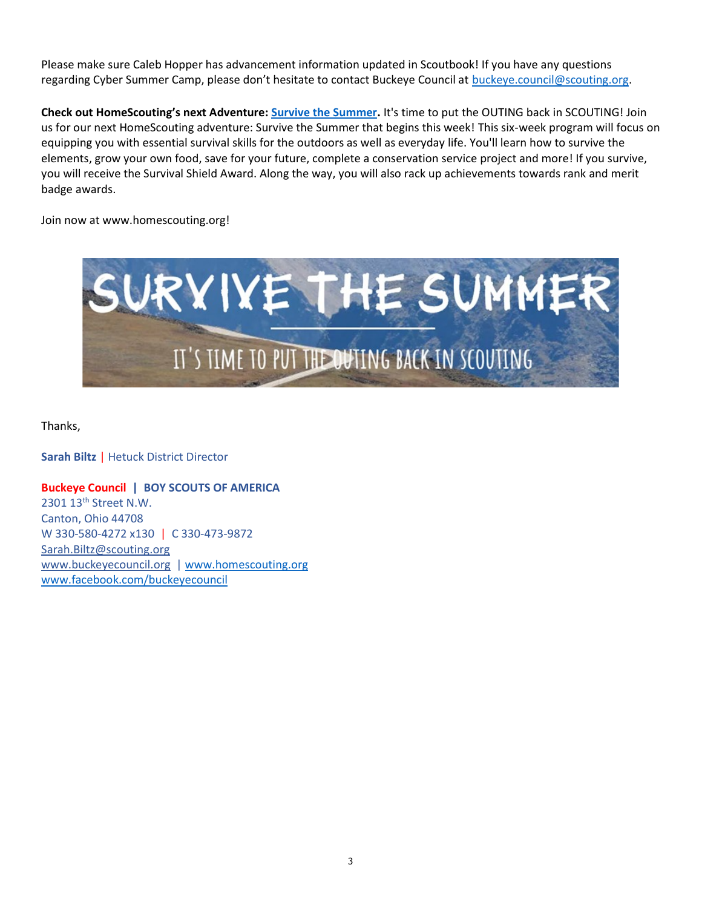Please make sure Caleb Hopper has advancement information updated in Scoutbook! If you have any questions regarding Cyber Summer Camp, please don't hesitate to contact Buckeye Council at buckeye.council@scouting.org.

**Check out HomeScouting's next Adventure: Survive the Summer.** It's time to put the OUTING back in SCOUTING! Join us for our next HomeScouting adventure: Survive the Summer that begins this week! This six-week program will focus on equipping you with essential survival skills for the outdoors as well as everyday life. You'll learn how to survive the elements, grow your own food, save for your future, complete a conservation service project and more! If you survive, you will receive the Survival Shield Award. Along the way, you will also rack up achievements towards rank and merit badge awards.

Join now at www.homescouting.org!

SURVIVE THE SUMMER

IT'S TIME TO PUT THE OUTING BACK IN SCOUTING

Thanks,

**Sarah Biltz** | Hetuck District Director

**Buckeye Council** | **BOY SCOUTS OF AMERICA**
2301 13th Street N.W.
Canton, Ohio 44708
W 330-580-4272 x130 | C 330-473-9872
Sarah.Biltz@scouting.org
www.buckeyecouncil.org | www.homescouting.org
www.facebook.com/buckeyecouncil